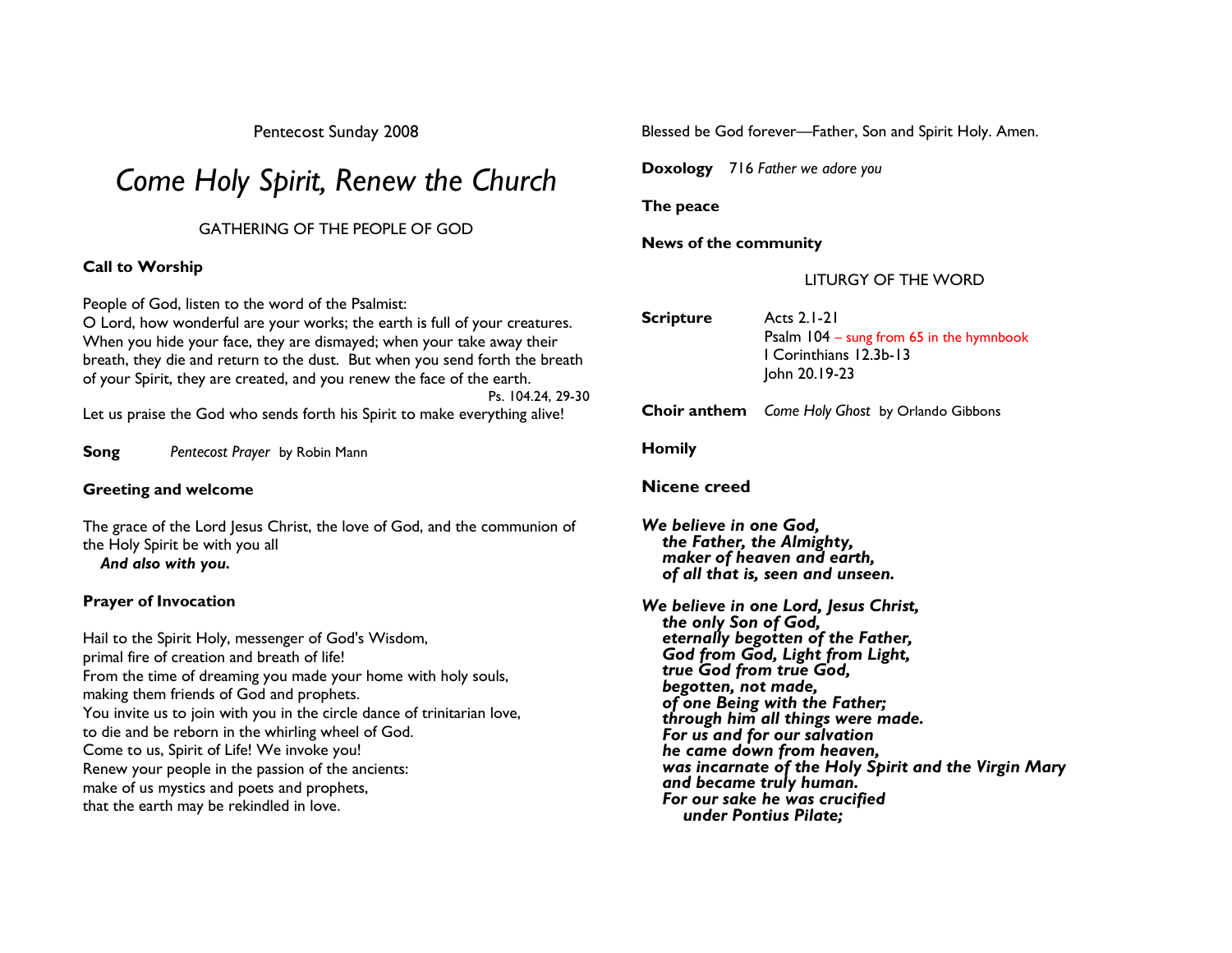Pentecost Sunday 2008

# *Come Holy Spirit, Renew the Church*

GATHERING OF THE PEOPLE OF GOD

**Call to Worship**

People of God, listen to the word of the Psalmist:
O Lord, how wonderful are your works; the earth is full of your creatures. When you hide your face, they are dismayed; when your take away their breath, they die and return to the dust. But when you send forth the breath of your Spirit, they are created, and you renew the face of the earth.
Ps. 104.24, 29-30

Let us praise the God who sends forth his Spirit to make everything alive!

**Song** *Pentecost Prayer* by Robin Mann

**Greeting and welcome**

The grace of the Lord Jesus Christ, the love of God, and the communion of the Holy Spirit be with you all
***And also with you.***

**Prayer of Invocation**

Hail to the Spirit Holy, messenger of God's Wisdom,
primal fire of creation and breath of life!
From the time of dreaming you made your home with holy souls,
making them friends of God and prophets.
You invite us to join with you in the circle dance of trinitarian love,
to die and be reborn in the whirling wheel of God.
Come to us, Spirit of Life! We invoke you!
Renew your people in the passion of the ancients:
make of us mystics and poets and prophets,
that the earth may be rekindled in love.

Blessed be God forever—Father, Son and Spirit Holy. Amen.

**Doxology** 716 *Father we adore you*

**The peace**

**News of the community**

LITURGY OF THE WORD

**Scripture** Acts 2.1-21
Psalm 104 – sung from 65 in the hymnbook
I Corinthians 12.3b-13
John 20.19-23

**Choir anthem** *Come Holy Ghost* by Orlando Gibbons

**Homily**

**Nicene creed**

***We believe in one God,***
***the Father, the Almighty,***
***maker of heaven and earth,***
***of all that is, seen and unseen.***

***We believe in one Lord, Jesus Christ,***
***the only Son of God,***
***eternally begotten of the Father,***
***God from God, Light from Light,***
***true God from true God,***
***begotten, not made,***
***of one Being with the Father;***
***through him all things were made.***
***For us and for our salvation***
***he came down from heaven,***
***was incarnate of the Holy Spirit and the Virgin Mary***
***and became truly human.***
***For our sake he was crucified***
***under Pontius Pilate;***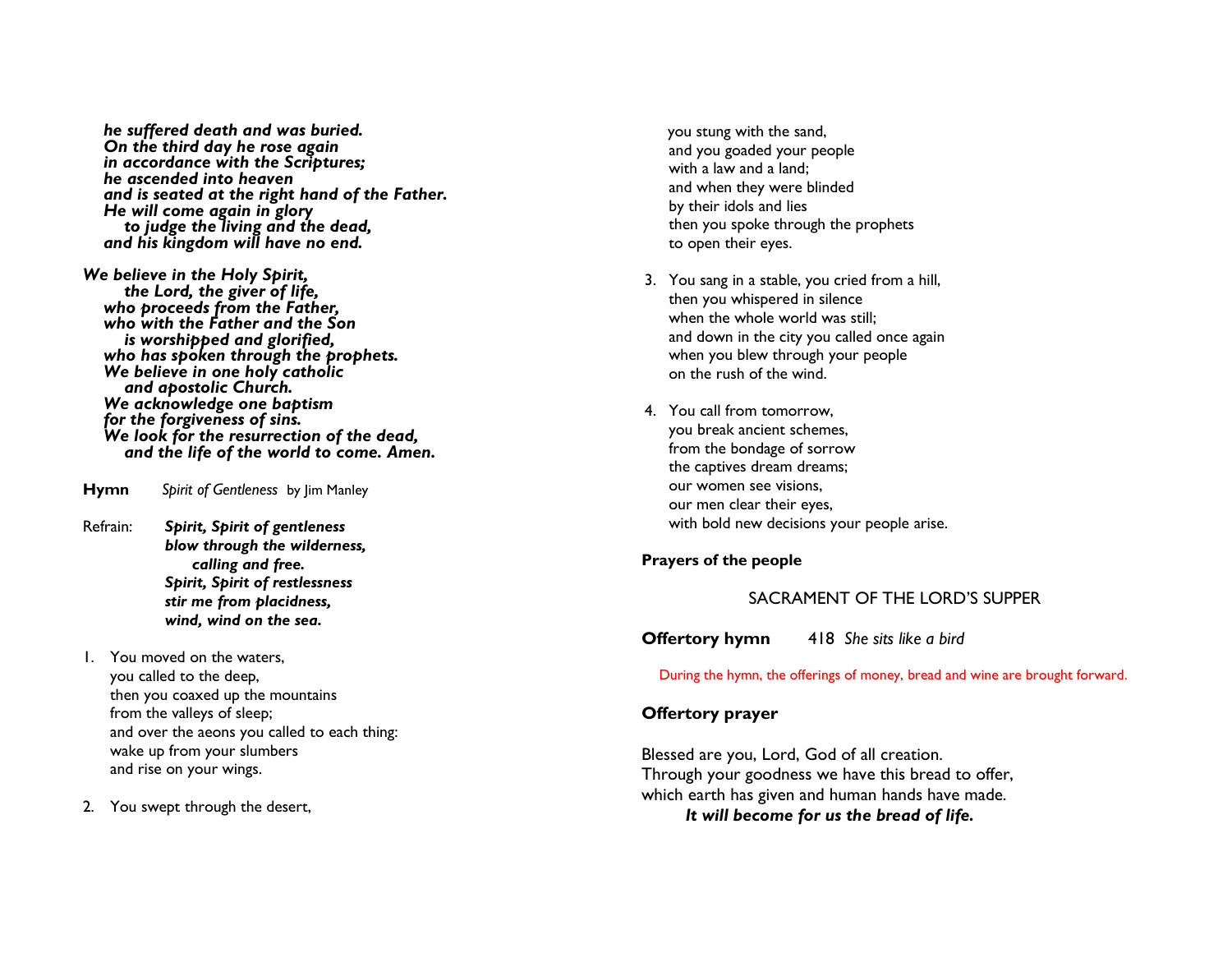***he suffered death and was buried.***
***On the third day he rose again***
***in accordance with the Scriptures;***
***he ascended into heaven***
***and is seated at the right hand of the Father.***
***He will come again in glory***
***to judge the living and the dead,***
***and his kingdom will have no end.***

***We believe in the Holy Spirit,***
***the Lord, the giver of life,***
***who proceeds from the Father,***
***who with the Father and the Son***
***is worshipped and glorified,***
***who has spoken through the prophets.***
***We believe in one holy catholic***
***and apostolic Church.***
***We acknowledge one baptism***
***for the forgiveness of sins.***
***We look for the resurrection of the dead,***
***and the life of the world to come. Amen.***

**Hymn** *Spirit of Gentleness* by Jim Manley

Refrain: ***Spirit, Spirit of gentleness***
***blow through the wilderness,***
***calling and free.***
***Spirit, Spirit of restlessness***
***stir me from placidness,***
***wind, wind on the sea.***

1. You moved on the waters,
you called to the deep,
then you coaxed up the mountains
from the valleys of sleep;
and over the aeons you called to each thing:
wake up from your slumbers
and rise on your wings.

2. You swept through the desert,
you stung with the sand,
and you goaded your people
with a law and a land;
and when they were blinded
by their idols and lies
then you spoke through the prophets
to open their eyes.

3. You sang in a stable, you cried from a hill,
then you whispered in silence
when the whole world was still;
and down in the city you called once again
when you blew through your people
on the rush of the wind.

4. You call from tomorrow,
you break ancient schemes,
from the bondage of sorrow
the captives dream dreams;
our women see visions,
our men clear their eyes,
with bold new decisions your people arise.

**Prayers of the people**

## SACRAMENT OF THE LORD'S SUPPER

**Offertory hymn** 418 *She sits like a bird*

During the hymn, the offerings of money, bread and wine are brought forward.

**Offertory prayer**

Blessed are you, Lord, God of all creation.
Through your goodness we have this bread to offer,
which earth has given and human hands have made.
***It will become for us the bread of life.***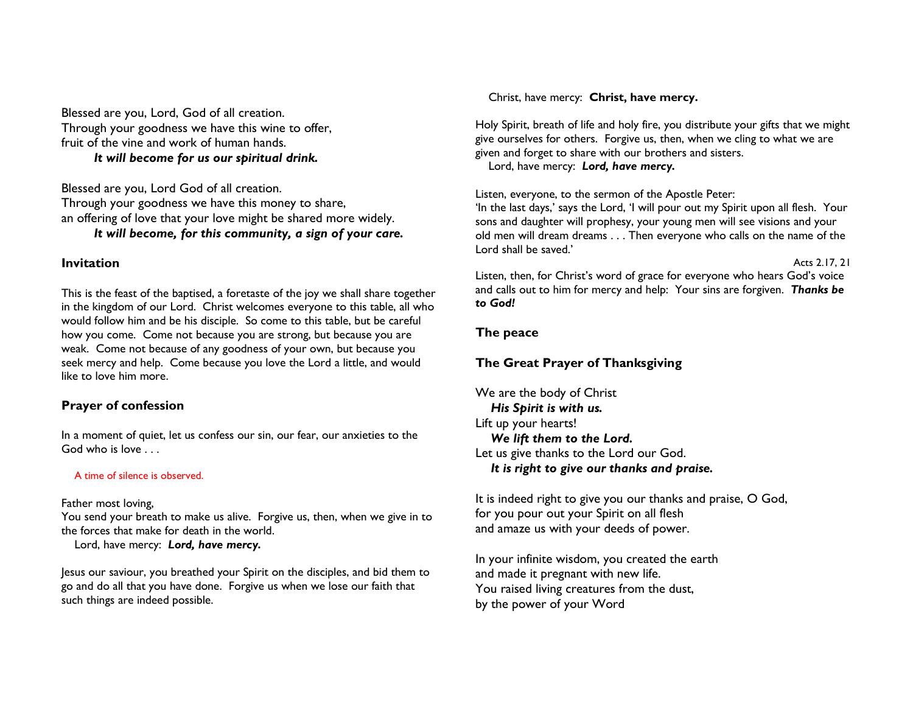Blessed are you, Lord, God of all creation.
Through your goodness we have this wine to offer,
fruit of the vine and work of human hands.
***It will become for us our spiritual drink.***

Blessed are you, Lord God of all creation.
Through your goodness we have this money to share,
an offering of love that your love might be shared more widely.
***It will become, for this community, a sign of your care.***

**Invitation**

This is the feast of the baptised, a foretaste of the joy we shall share together in the kingdom of our Lord. Christ welcomes everyone to this table, all who would follow him and be his disciple. So come to this table, but be careful how you come. Come not because you are strong, but because you are weak. Come not because of any goodness of your own, but because you seek mercy and help. Come because you love the Lord a little, and would like to love him more.

**Prayer of confession**

In a moment of quiet, let us confess our sin, our fear, our anxieties to the God who is love . . .

A time of silence is observed.

Father most loving,
You send your breath to make us alive. Forgive us, then, when we give in to the forces that make for death in the world.
Lord, have mercy: ***Lord, have mercy.***

Jesus our saviour, you breathed your Spirit on the disciples, and bid them to go and do all that you have done. Forgive us when we lose our faith that such things are indeed possible.
Christ, have mercy: **Christ, have mercy.**

Holy Spirit, breath of life and holy fire, you distribute your gifts that we might give ourselves for others. Forgive us, then, when we cling to what we are given and forget to share with our brothers and sisters.
Lord, have mercy: ***Lord, have mercy.***

Listen, everyone, to the sermon of the Apostle Peter:
'In the last days,' says the Lord, 'I will pour out my Spirit upon all flesh. Your sons and daughter will prophesy, your young men will see visions and your old men will dream dreams . . . Then everyone who calls on the name of the Lord shall be saved.'

Acts 2.17, 21

Listen, then, for Christ's word of grace for everyone who hears God's voice and calls out to him for mercy and help: Your sins are forgiven. ***Thanks be to God!***

**The peace**

**The Great Prayer of Thanksgiving**

We are the body of Christ
***His Spirit is with us.***
Lift up your hearts!
***We lift them to the Lord.***
Let us give thanks to the Lord our God.
***It is right to give our thanks and praise.***

It is indeed right to give you our thanks and praise, O God,
for you pour out your Spirit on all flesh
and amaze us with your deeds of power.

In your infinite wisdom, you created the earth
and made it pregnant with new life.
You raised living creatures from the dust,
by the power of your Word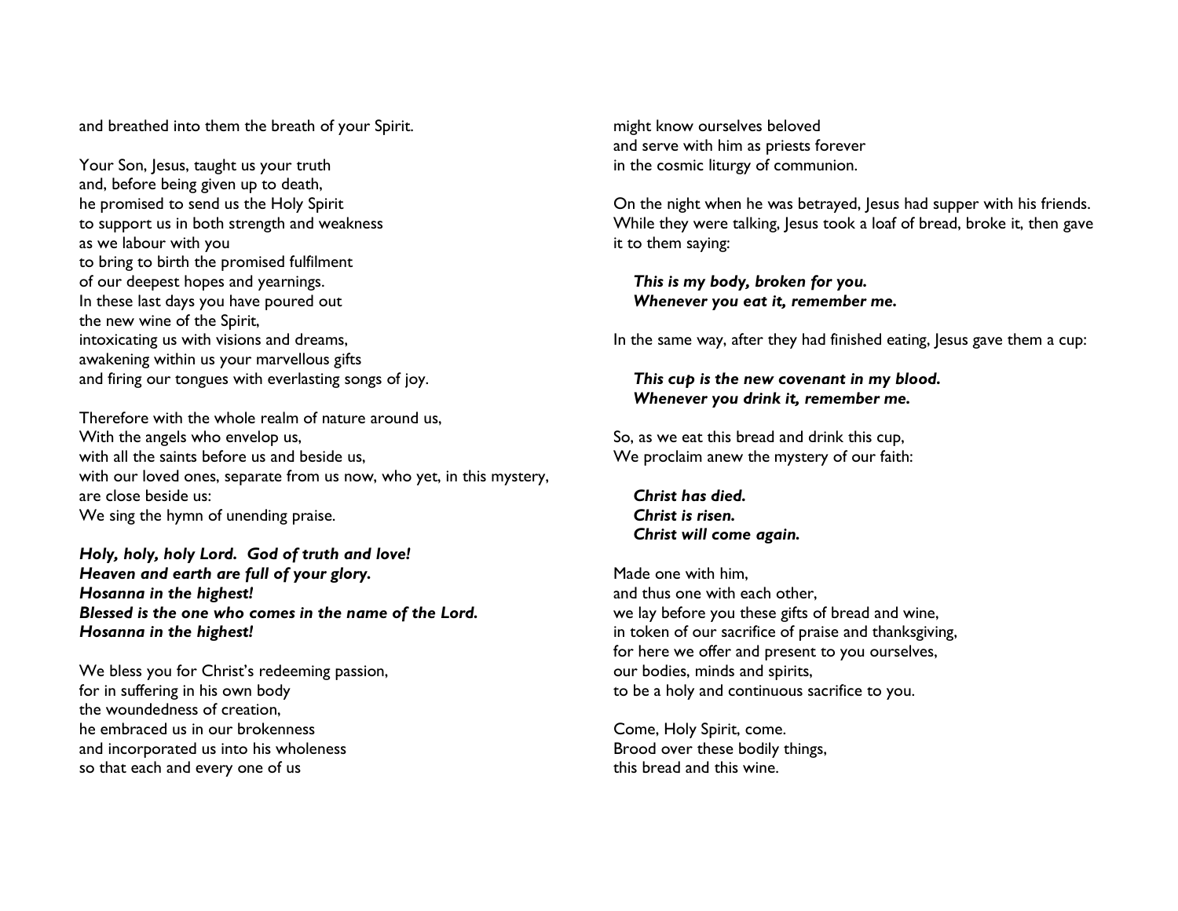and breathed into them the breath of your Spirit.

Your Son, Jesus, taught us your truth  
and, before being given up to death,  
he promised to send us the Holy Spirit  
to support us in both strength and weakness  
as we labour with you  
to bring to birth the promised fulfilment  
of our deepest hopes and yearnings.  
In these last days you have poured out  
the new wine of the Spirit,  
intoxicating us with visions and dreams,  
awakening within us your marvellous gifts  
and firing our tongues with everlasting songs of joy.

Therefore with the whole realm of nature around us,  
With the angels who envelop us,  
with all the saints before us and beside us,  
with our loved ones, separate from us now, who yet, in this mystery, are close beside us:  
We sing the hymn of unending praise.

***Holy, holy, holy Lord. God of truth and love!***  
***Heaven and earth are full of your glory.***  
***Hosanna in the highest!***  
***Blessed is the one who comes in the name of the Lord.***  
***Hosanna in the highest!***

We bless you for Christ's redeeming passion,  
for in suffering in his own body  
the woundedness of creation,  
he embraced us in our brokenness  
and incorporated us into his wholeness  
so that each and every one of us  
might know ourselves beloved  
and serve with him as priests forever  
in the cosmic liturgy of communion.

On the night when he was betrayed, Jesus had supper with his friends. While they were talking, Jesus took a loaf of bread, broke it, then gave it to them saying:

> ***This is my body, broken for you.***  
> ***Whenever you eat it, remember me.***

In the same way, after they had finished eating, Jesus gave them a cup:

> ***This cup is the new covenant in my blood.***  
> ***Whenever you drink it, remember me.***

So, as we eat this bread and drink this cup,  
We proclaim anew the mystery of our faith:

> ***Christ has died.***  
> ***Christ is risen.***  
> ***Christ will come again.***

Made one with him,  
and thus one with each other,  
we lay before you these gifts of bread and wine,  
in token of our sacrifice of praise and thanksgiving,  
for here we offer and present to you ourselves,  
our bodies, minds and spirits,  
to be a holy and continuous sacrifice to you.

Come, Holy Spirit, come.  
Brood over these bodily things,  
this bread and this wine.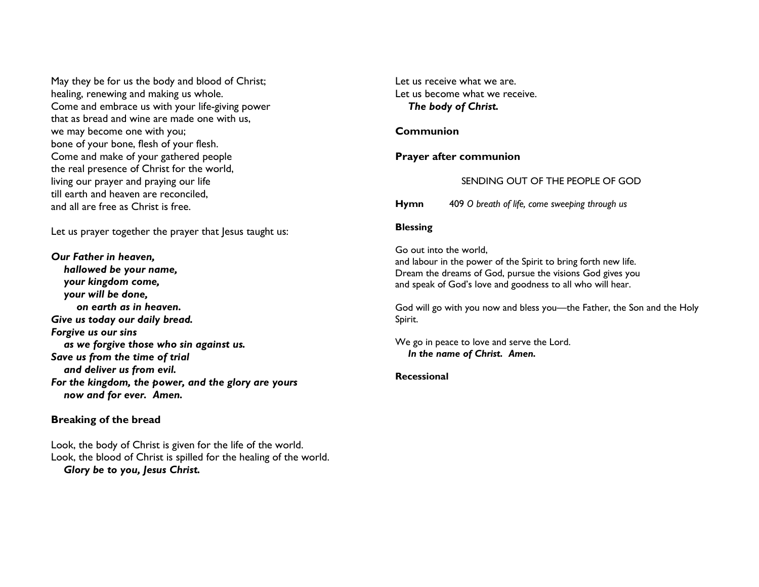May they be for us the body and blood of Christ;
healing, renewing and making us whole.
Come and embrace us with your life-giving power
that as bread and wine are made one with us,
we may become one with you;
bone of your bone, flesh of your flesh.
Come and make of your gathered people
the real presence of Christ for the world,
living our prayer and praying our life
till earth and heaven are reconciled,
and all are free as Christ is free.

Let us prayer together the prayer that Jesus taught us:

***Our Father in heaven,***
***hallowed be your name,***
***your kingdom come,***
***your will be done,***
***on earth as in heaven.***
***Give us today our daily bread.***
***Forgive us our sins***
***as we forgive those who sin against us.***
***Save us from the time of trial***
***and deliver us from evil.***
***For the kingdom, the power, and the glory are yours***
***now and for ever. Amen.***

**Breaking of the bread**

Look, the body of Christ is given for the life of the world.
Look, the blood of Christ is spilled for the healing of the world.
***Glory be to you, Jesus Christ.***

Let us receive what we are.
Let us become what we receive.
***The body of Christ.***

**Communion**

**Prayer after communion**

SENDING OUT OF THE PEOPLE OF GOD

**Hymn** 409 *O breath of life, come sweeping through us*

**Blessing**

Go out into the world,
and labour in the power of the Spirit to bring forth new life.
Dream the dreams of God, pursue the visions God gives you
and speak of God's love and goodness to all who will hear.

God will go with you now and bless you—the Father, the Son and the Holy Spirit.

We go in peace to love and serve the Lord.
***In the name of Christ. Amen.***

**Recessional**